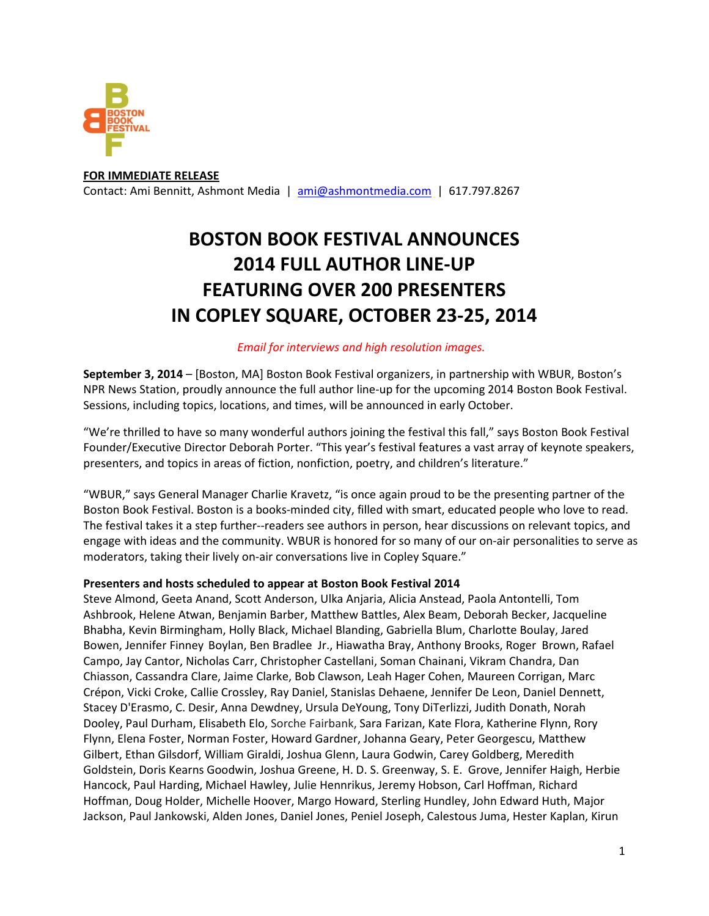BOSTON BOOK FESTIVAL

**FOR IMMEDIATE RELEASE**
Contact: Ami Bennitt, Ashmont Media | ami@ashmontmedia.com | 617.797.8267

# BOSTON BOOK FESTIVAL ANNOUNCES 2014 FULL AUTHOR LINE-UP FEATURING OVER 200 PRESENTERS IN COPLEY SQUARE, OCTOBER 23-25, 2014

*Email for interviews and high resolution images.*

**September 3, 2014** – [Boston, MA] Boston Book Festival organizers, in partnership with WBUR, Boston's NPR News Station, proudly announce the full author line-up for the upcoming 2014 Boston Book Festival. Sessions, including topics, locations, and times, will be announced in early October.

"We're thrilled to have so many wonderful authors joining the festival this fall," says Boston Book Festival Founder/Executive Director Deborah Porter. "This year's festival features a vast array of keynote speakers, presenters, and topics in areas of fiction, nonfiction, poetry, and children's literature."

"WBUR," says General Manager Charlie Kravetz, "is once again proud to be the presenting partner of the Boston Book Festival. Boston is a books-minded city, filled with smart, educated people who love to read. The festival takes it a step further--readers see authors in person, hear discussions on relevant topics, and engage with ideas and the community. WBUR is honored for so many of our on-air personalities to serve as moderators, taking their lively on-air conversations live in Copley Square."

**Presenters and hosts scheduled to appear at Boston Book Festival 2014**

Steve Almond, Geeta Anand, Scott Anderson, Ulka Anjaria, Alicia Anstead, Paola Antontelli, Tom Ashbrook, Helene Atwan, Benjamin Barber, Matthew Battles, Alex Beam, Deborah Becker, Jacqueline Bhabha, Kevin Birmingham, Holly Black, Michael Blanding, Gabriella Blum, Charlotte Boulay, Jared Bowen, Jennifer Finney Boylan, Ben Bradlee Jr., Hiawatha Bray, Anthony Brooks, Roger Brown, Rafael Campo, Jay Cantor, Nicholas Carr, Christopher Castellani, Soman Chainani, Vikram Chandra, Dan Chiasson, Cassandra Clare, Jaime Clarke, Bob Clawson, Leah Hager Cohen, Maureen Corrigan, Marc Crépon, Vicki Croke, Callie Crossley, Ray Daniel, Stanislas Dehaene, Jennifer De Leon, Daniel Dennett, Stacey D'Erasmo, C. Desir, Anna Dewdney, Ursula DeYoung, Tony DiTerlizzi, Judith Donath, Norah Dooley, Paul Durham, Elisabeth Elo, Sorche Fairbank, Sara Farizan, Kate Flora, Katherine Flynn, Rory Flynn, Elena Foster, Norman Foster, Howard Gardner, Johanna Geary, Peter Georgescu, Matthew Gilbert, Ethan Gilsdorf, William Giraldi, Joshua Glenn, Laura Godwin, Carey Goldberg, Meredith Goldstein, Doris Kearns Goodwin, Joshua Greene, H. D. S. Greenway, S. E. Grove, Jennifer Haigh, Herbie Hancock, Paul Harding, Michael Hawley, Julie Hennrikus, Jeremy Hobson, Carl Hoffman, Richard Hoffman, Doug Holder, Michelle Hoover, Margo Howard, Sterling Hundley, John Edward Huth, Major Jackson, Paul Jankowski, Alden Jones, Daniel Jones, Peniel Joseph, Calestous Juma, Hester Kaplan, Kirun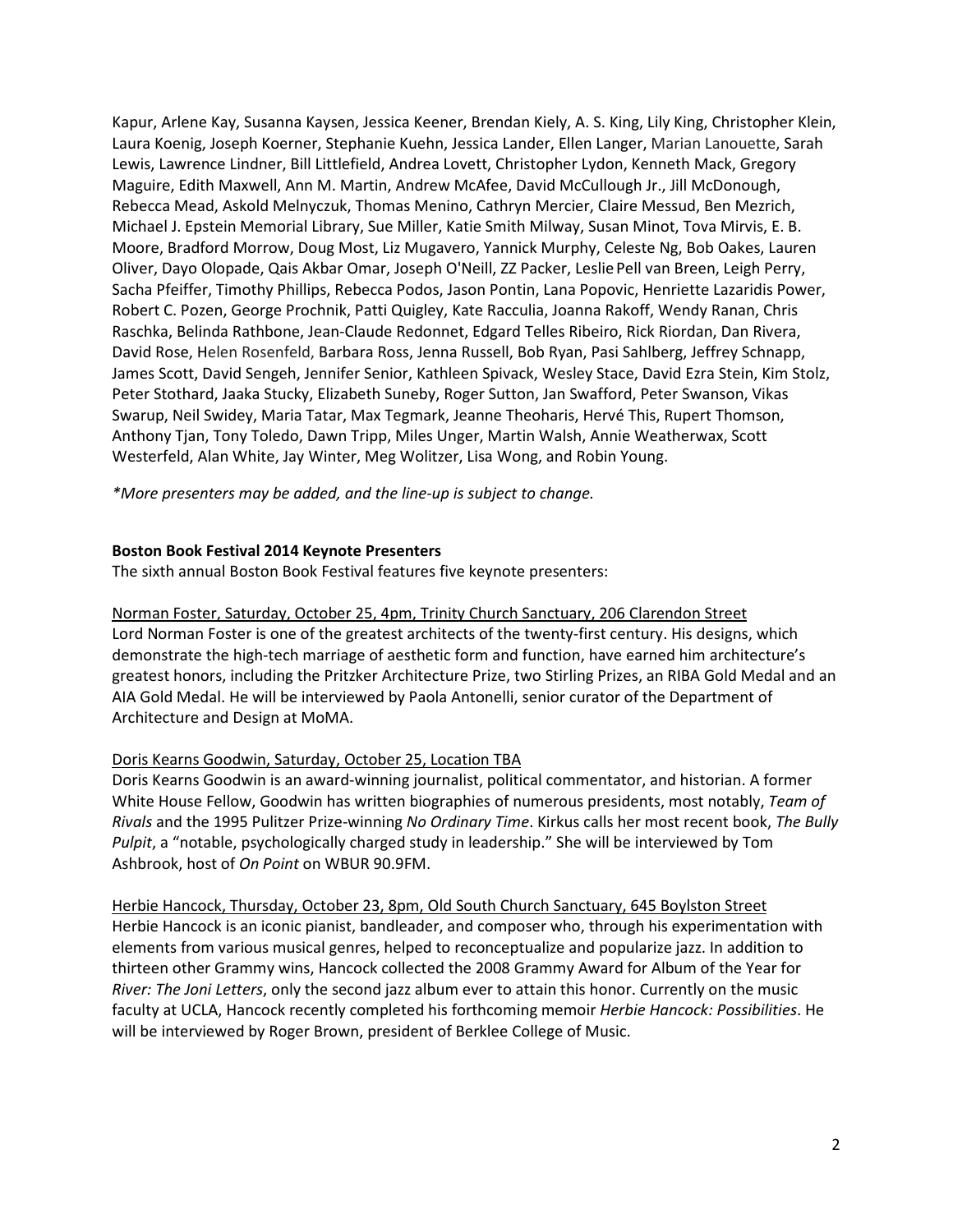Kapur, Arlene Kay, Susanna Kaysen, Jessica Keener, Brendan Kiely, A. S. King, Lily King, Christopher Klein, Laura Koenig, Joseph Koerner, Stephanie Kuehn, Jessica Lander, Ellen Langer, Marian Lanouette, Sarah Lewis, Lawrence Lindner, Bill Littlefield, Andrea Lovett, Christopher Lydon, Kenneth Mack, Gregory Maguire, Edith Maxwell, Ann M. Martin, Andrew McAfee, David McCullough Jr., Jill McDonough, Rebecca Mead, Askold Melnyczuk, Thomas Menino, Cathryn Mercier, Claire Messud, Ben Mezrich, Michael J. Epstein Memorial Library, Sue Miller, Katie Smith Milway, Susan Minot, Tova Mirvis, E. B. Moore, Bradford Morrow, Doug Most, Liz Mugavero, Yannick Murphy, Celeste Ng, Bob Oakes, Lauren Oliver, Dayo Olopade, Qais Akbar Omar, Joseph O'Neill, ZZ Packer, Leslie Pell van Breen, Leigh Perry, Sacha Pfeiffer, Timothy Phillips, Rebecca Podos, Jason Pontin, Lana Popovic, Henriette Lazaridis Power, Robert C. Pozen, George Prochnik, Patti Quigley, Kate Racculia, Joanna Rakoff, Wendy Ranan, Chris Raschka, Belinda Rathbone, Jean-Claude Redonnet, Edgard Telles Ribeiro, Rick Riordan, Dan Rivera, David Rose, Helen Rosenfeld, Barbara Ross, Jenna Russell, Bob Ryan, Pasi Sahlberg, Jeffrey Schnapp, James Scott, David Sengeh, Jennifer Senior, Kathleen Spivack, Wesley Stace, David Ezra Stein, Kim Stolz, Peter Stothard, Jaaka Stucky, Elizabeth Suneby, Roger Sutton, Jan Swafford, Peter Swanson, Vikas Swarup, Neil Swidey, Maria Tatar, Max Tegmark, Jeanne Theoharis, Hervé This, Rupert Thomson, Anthony Tjan, Tony Toledo, Dawn Tripp, Miles Unger, Martin Walsh, Annie Weatherwax, Scott Westerfeld, Alan White, Jay Winter, Meg Wolitzer, Lisa Wong, and Robin Young.

*\*More presenters may be added, and the line-up is subject to change.*

**Boston Book Festival 2014 Keynote Presenters**

The sixth annual Boston Book Festival features five keynote presenters:

Norman Foster, Saturday, October 25, 4pm, Trinity Church Sanctuary, 206 Clarendon Street

Lord Norman Foster is one of the greatest architects of the twenty-first century. His designs, which demonstrate the high-tech marriage of aesthetic form and function, have earned him architecture's greatest honors, including the Pritzker Architecture Prize, two Stirling Prizes, an RIBA Gold Medal and an AIA Gold Medal. He will be interviewed by Paola Antonelli, senior curator of the Department of Architecture and Design at MoMA.

Doris Kearns Goodwin, Saturday, October 25, Location TBA

Doris Kearns Goodwin is an award-winning journalist, political commentator, and historian. A former White House Fellow, Goodwin has written biographies of numerous presidents, most notably, *Team of Rivals* and the 1995 Pulitzer Prize-winning *No Ordinary Time*. Kirkus calls her most recent book, *The Bully Pulpit*, a "notable, psychologically charged study in leadership." She will be interviewed by Tom Ashbrook, host of *On Point* on WBUR 90.9FM.

Herbie Hancock, Thursday, October 23, 8pm, Old South Church Sanctuary, 645 Boylston Street

Herbie Hancock is an iconic pianist, bandleader, and composer who, through his experimentation with elements from various musical genres, helped to reconceptualize and popularize jazz. In addition to thirteen other Grammy wins, Hancock collected the 2008 Grammy Award for Album of the Year for *River: The Joni Letters*, only the second jazz album ever to attain this honor. Currently on the music faculty at UCLA, Hancock recently completed his forthcoming memoir *Herbie Hancock: Possibilities*. He will be interviewed by Roger Brown, president of Berklee College of Music.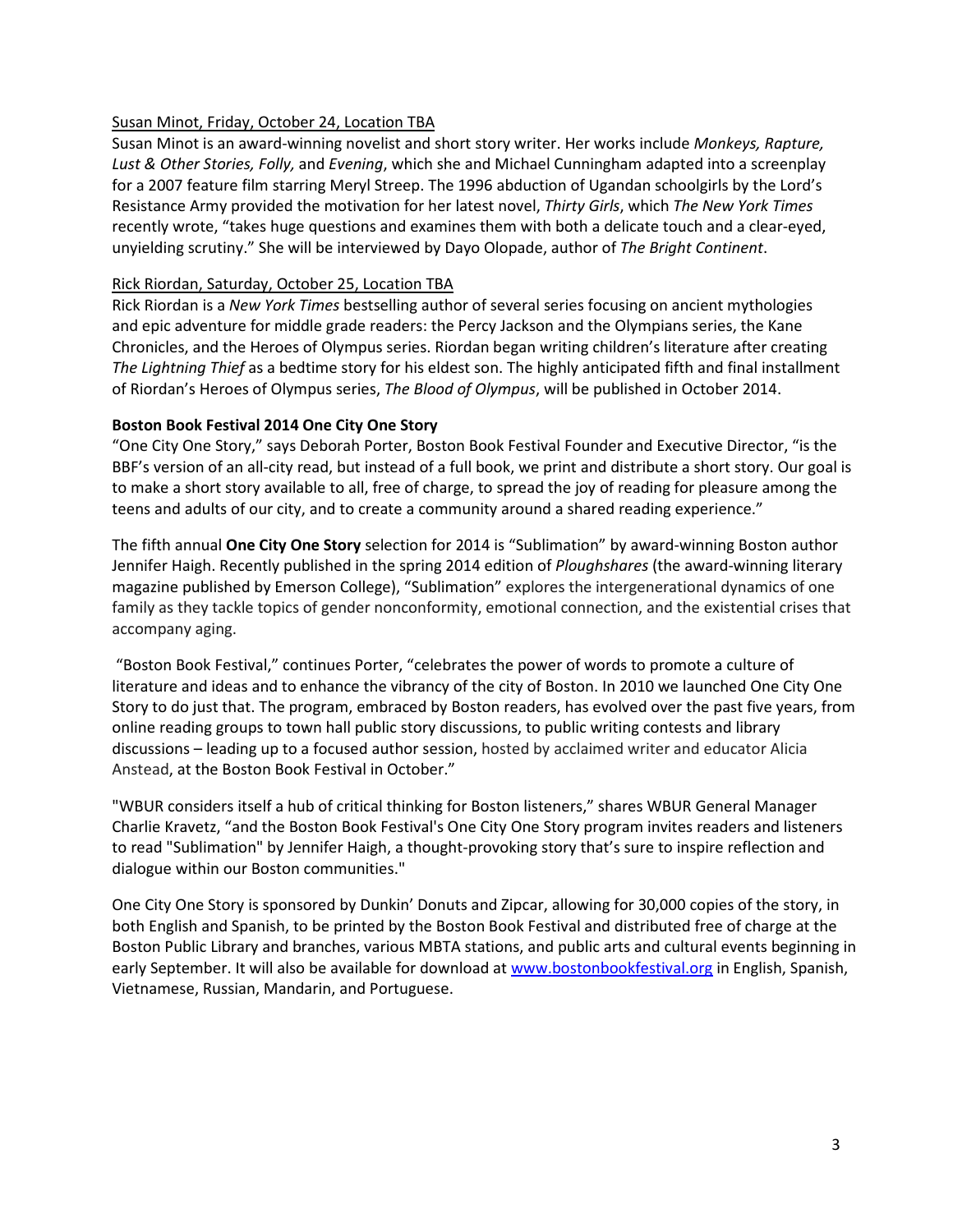<u>Susan Minot, Friday, October 24, Location TBA</u>
Susan Minot is an award-winning novelist and short story writer. Her works include *Monkeys, Rapture, Lust & Other Stories, Folly,* and *Evening*, which she and Michael Cunningham adapted into a screenplay for a 2007 feature film starring Meryl Streep. The 1996 abduction of Ugandan schoolgirls by the Lord's Resistance Army provided the motivation for her latest novel, *Thirty Girls*, which *The New York Times* recently wrote, "takes huge questions and examines them with both a delicate touch and a clear-eyed, unyielding scrutiny." She will be interviewed by Dayo Olopade, author of *The Bright Continent*.

<u>Rick Riordan, Saturday, October 25, Location TBA</u>
Rick Riordan is a *New York Times* bestselling author of several series focusing on ancient mythologies and epic adventure for middle grade readers: the Percy Jackson and the Olympians series, the Kane Chronicles, and the Heroes of Olympus series. Riordan began writing children's literature after creating *The Lightning Thief* as a bedtime story for his eldest son. The highly anticipated fifth and final installment of Riordan's Heroes of Olympus series, *The Blood of Olympus*, will be published in October 2014.

**Boston Book Festival 2014 One City One Story**
"One City One Story," says Deborah Porter, Boston Book Festival Founder and Executive Director, "is the BBF's version of an all-city read, but instead of a full book, we print and distribute a short story. Our goal is to make a short story available to all, free of charge, to spread the joy of reading for pleasure among the teens and adults of our city, and to create a community around a shared reading experience."

The fifth annual **One City One Story** selection for 2014 is "Sublimation" by award-winning Boston author Jennifer Haigh. Recently published in the spring 2014 edition of *Ploughshares* (the award-winning literary magazine published by Emerson College), "Sublimation" explores the intergenerational dynamics of one family as they tackle topics of gender nonconformity, emotional connection, and the existential crises that accompany aging.

"Boston Book Festival," continues Porter, "celebrates the power of words to promote a culture of literature and ideas and to enhance the vibrancy of the city of Boston. In 2010 we launched One City One Story to do just that. The program, embraced by Boston readers, has evolved over the past five years, from online reading groups to town hall public story discussions, to public writing contests and library discussions – leading up to a focused author session, hosted by acclaimed writer and educator Alicia Anstead, at the Boston Book Festival in October."

"WBUR considers itself a hub of critical thinking for Boston listeners," shares WBUR General Manager Charlie Kravetz, "and the Boston Book Festival's One City One Story program invites readers and listeners to read "Sublimation" by Jennifer Haigh, a thought-provoking story that's sure to inspire reflection and dialogue within our Boston communities."

One City One Story is sponsored by Dunkin' Donuts and Zipcar, allowing for 30,000 copies of the story, in both English and Spanish, to be printed by the Boston Book Festival and distributed free of charge at the Boston Public Library and branches, various MBTA stations, and public arts and cultural events beginning in early September. It will also be available for download at [www.bostonbookfestival.org](http://www.bostonbookfestival.org) in English, Spanish, Vietnamese, Russian, Mandarin, and Portuguese.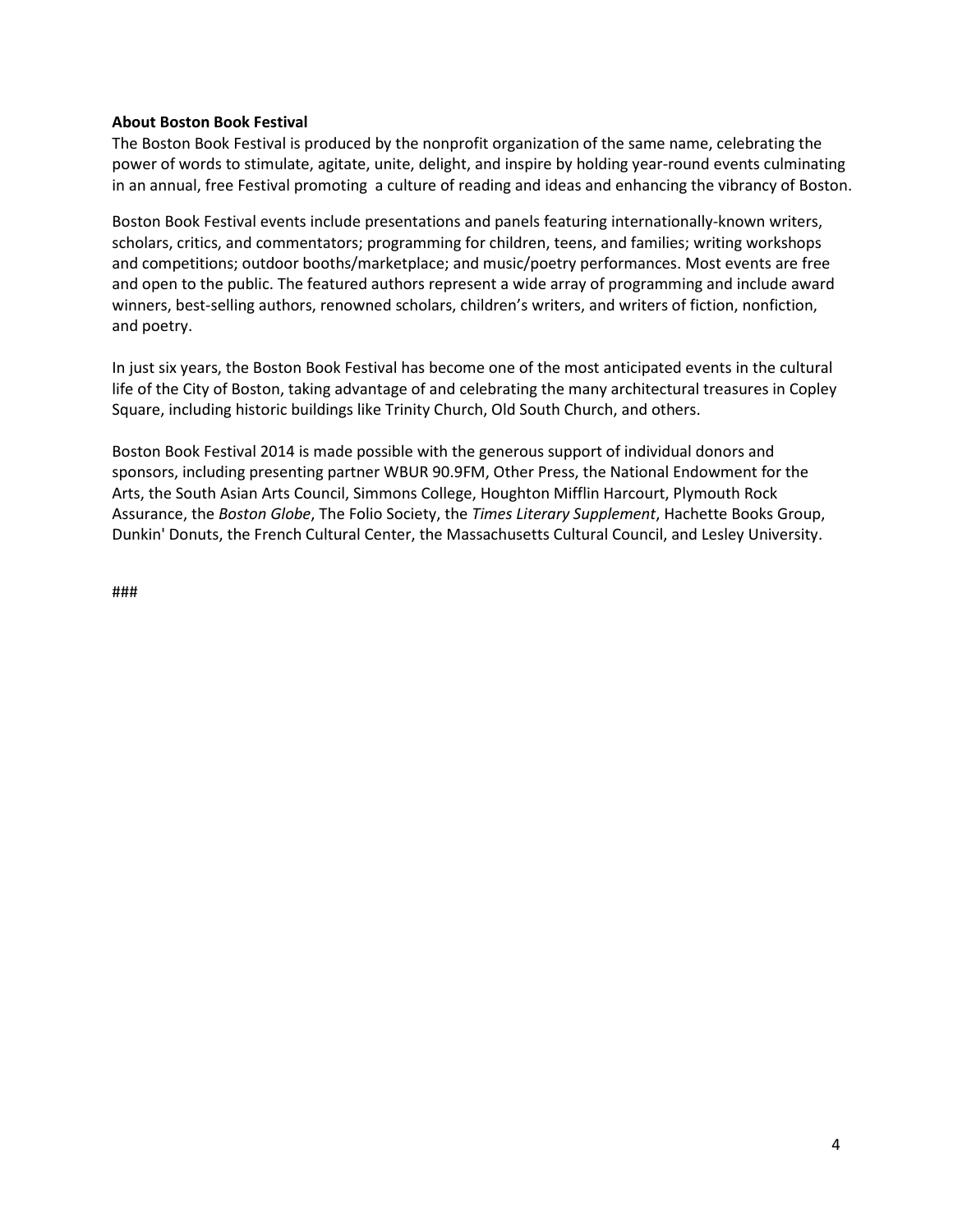**About Boston Book Festival**

The Boston Book Festival is produced by the nonprofit organization of the same name, celebrating the power of words to stimulate, agitate, unite, delight, and inspire by holding year-round events culminating in an annual, free Festival promoting a culture of reading and ideas and enhancing the vibrancy of Boston.

Boston Book Festival events include presentations and panels featuring internationally-known writers, scholars, critics, and commentators; programming for children, teens, and families; writing workshops and competitions; outdoor booths/marketplace; and music/poetry performances. Most events are free and open to the public. The featured authors represent a wide array of programming and include award winners, best-selling authors, renowned scholars, children's writers, and writers of fiction, nonfiction, and poetry.

In just six years, the Boston Book Festival has become one of the most anticipated events in the cultural life of the City of Boston, taking advantage of and celebrating the many architectural treasures in Copley Square, including historic buildings like Trinity Church, Old South Church, and others.

Boston Book Festival 2014 is made possible with the generous support of individual donors and sponsors, including presenting partner WBUR 90.9FM, Other Press, the National Endowment for the Arts, the South Asian Arts Council, Simmons College, Houghton Mifflin Harcourt, Plymouth Rock Assurance, the *Boston Globe*, The Folio Society, the *Times Literary Supplement*, Hachette Books Group, Dunkin' Donuts, the French Cultural Center, the Massachusetts Cultural Council, and Lesley University.

###